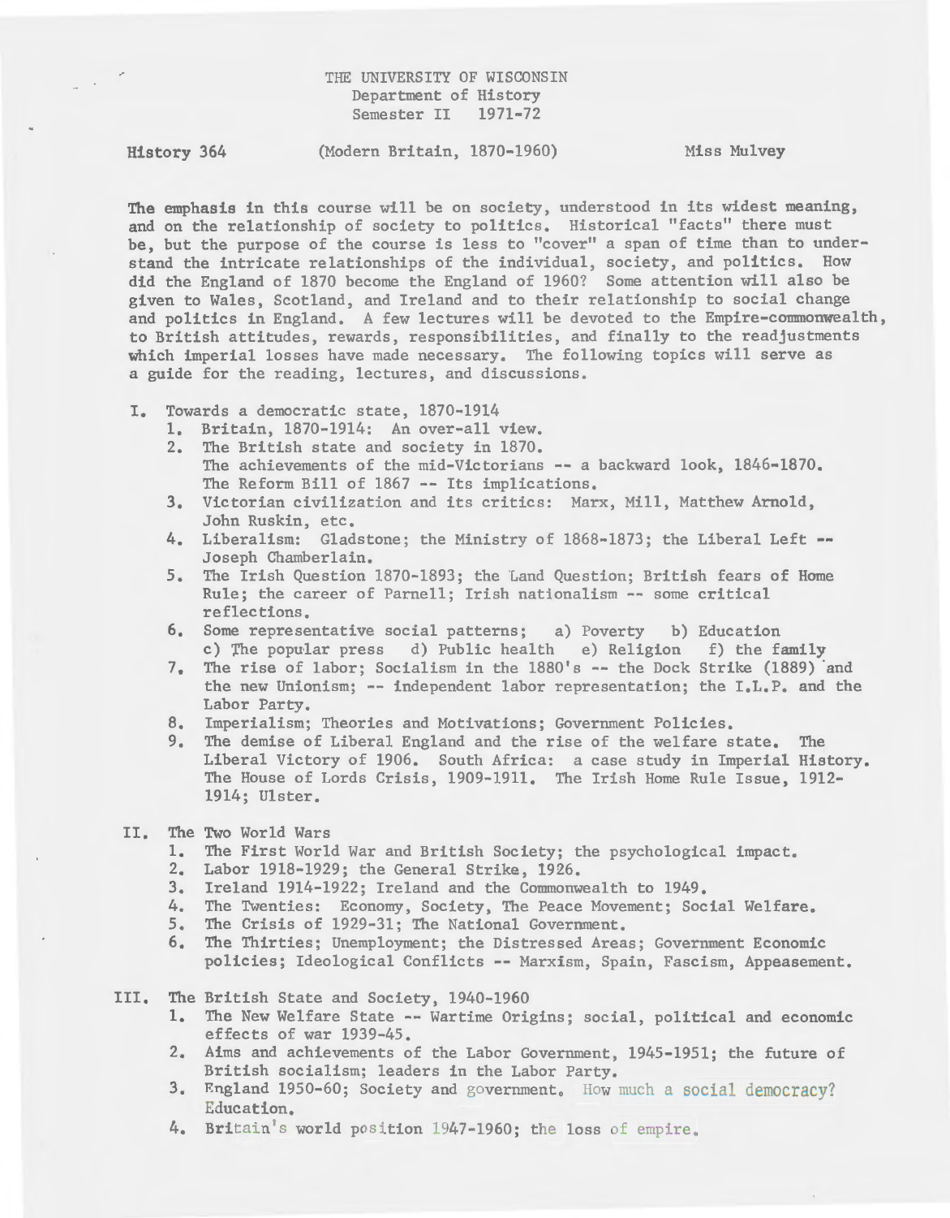THE UNIVERSITY OF WISCONSIN
Department of History
Semester II 1971-72

History 364 (Modern Britain, 1870-1960) Miss Mulvey

The emphasis in this course will be on society, understood in its widest meaning, and on the relationship of society to politics. Historical "facts" there must be, but the purpose of the course is less to "cover" a span of time than to understand the intricate relationships of the individual, society, and politics. How did the England of 1870 become the England of 1960? Some attention will also be given to Wales, Scotland, and Ireland and to their relationship to social change and politics in England. A few lectures will be devoted to the Empire-commonwealth, to British attitudes, rewards, responsibilities, and finally to the readjustments which imperial losses have made necessary. The following topics will serve as a guide for the reading, lectures, and discussions.

I. Towards a democratic state, 1870-1914
   1. Britain, 1870-1914: An over-all view.
   2. The British state and society in 1870.
      The achievements of the mid-Victorians -- a backward look, 1846-1870.
      The Reform Bill of 1867 -- Its implications.
   3. Victorian civilization and its critics: Marx, Mill, Matthew Arnold, John Ruskin, etc.
   4. Liberalism: Gladstone; the Ministry of 1868-1873; the Liberal Left -- Joseph Chamberlain.
   5. The Irish Question 1870-1893; the Land Question; British fears of Home Rule; the career of Parnell; Irish nationalism -- some critical reflections.
   6. Some representative social patterns; a) Poverty b) Education c) The popular press d) Public health e) Religion f) the family
   7. The rise of labor; Socialism in the 1880's -- the Dock Strike (1889) and the new Unionism; -- independent labor representation; the I.L.P. and the Labor Party.
   8. Imperialism; Theories and Motivations; Government Policies.
   9. The demise of Liberal England and the rise of the welfare state. The Liberal Victory of 1906. South Africa: a case study in Imperial History. The House of Lords Crisis, 1909-1911. The Irish Home Rule Issue, 1912-1914; Ulster.

II. The Two World Wars
   1. The First World War and British Society; the psychological impact.
   2. Labor 1918-1929; the General Strike, 1926.
   3. Ireland 1914-1922; Ireland and the Commonwealth to 1949.
   4. The Twenties: Economy, Society, The Peace Movement; Social Welfare.
   5. The Crisis of 1929-31; The National Government.
   6. The Thirties; Unemployment; the Distressed Areas; Government Economic policies; Ideological Conflicts -- Marxism, Spain, Fascism, Appeasement.

III. The British State and Society, 1940-1960
   1. The New Welfare State -- Wartime Origins; social, political and economic effects of war 1939-45.
   2. Aims and achievements of the Labor Government, 1945-1951; the future of British socialism; leaders in the Labor Party.
   3. England 1950-60; Society and government. How much a social democracy? Education.
   4. Britain's world position 1947-1960; the loss of empire.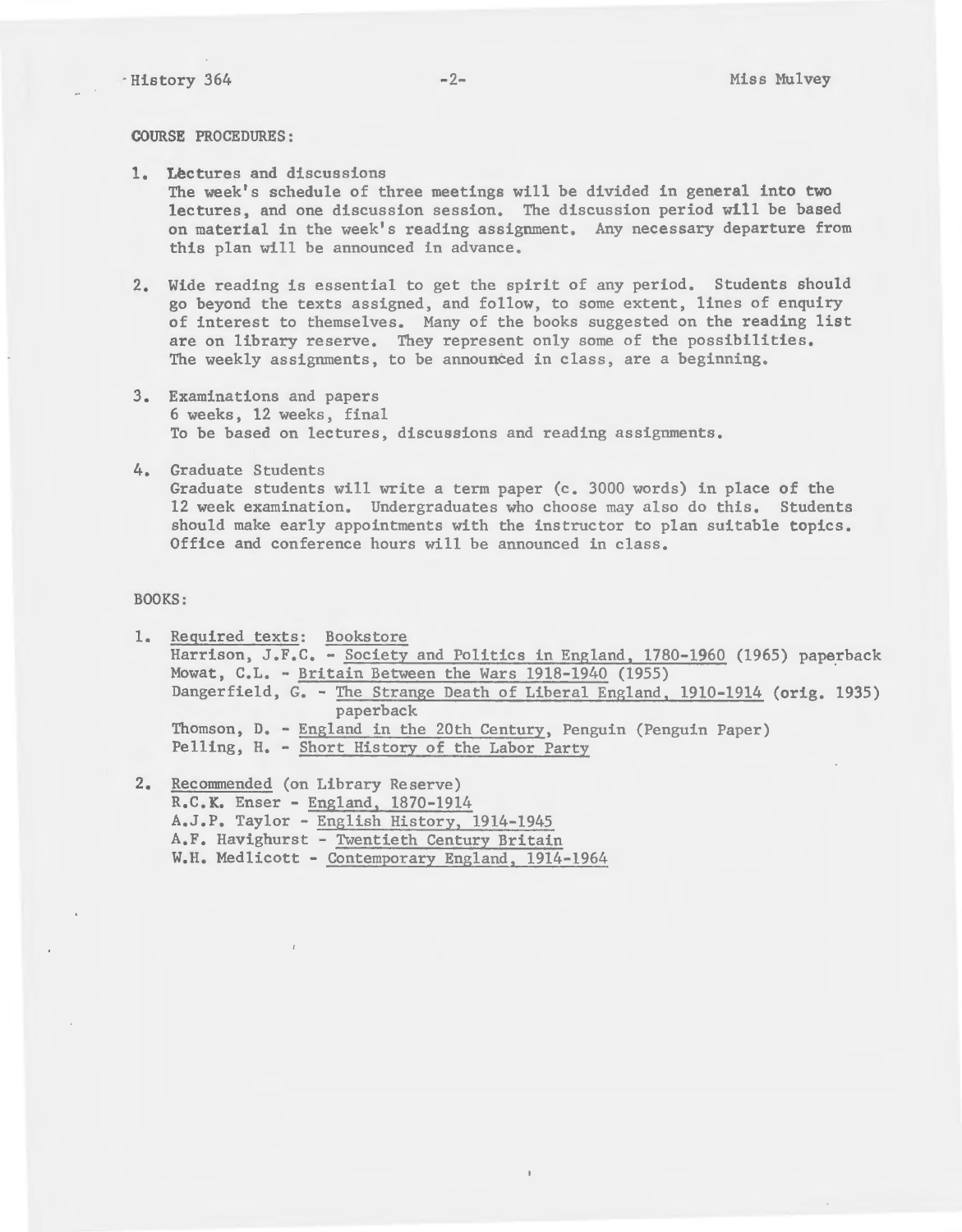COURSE PROCEDURES:

1. Lectures and discussions
   The week's schedule of three meetings will be divided in general into two lectures, and one discussion session. The discussion period will be based on material in the week's reading assignment. Any necessary departure from this plan will be announced in advance.

2. Wide reading is essential to get the spirit of any period. Students should go beyond the texts assigned, and follow, to some extent, lines of enquiry of interest to themselves. Many of the books suggested on the reading list are on library reserve. They represent only some of the possibilities. The weekly assignments, to be announced in class, are a beginning.

3. Examinations and papers
   6 weeks, 12 weeks, final
   To be based on lectures, discussions and reading assignments.

4. Graduate Students
   Graduate students will write a term paper (c. 3000 words) in place of the 12 week examination. Undergraduates who choose may also do this. Students should make early appointments with the instructor to plan suitable topics. Office and conference hours will be announced in class.

BOOKS:

1. Required texts: Bookstore
   Harrison, J.F.C. - Society and Politics in England, 1780-1960 (1965) paperback
   Mowat, C.L. - Britain Between the Wars 1918-1940 (1955)
   Dangerfield, G. - The Strange Death of Liberal England, 1910-1914 (orig. 1935) paperback
   Thomson, D. - England in the 20th Century, Penguin (Penguin Paper)
   Pelling, H. - Short History of the Labor Party

2. Recommended (on Library Reserve)
   R.C.K. Enser - England, 1870-1914
   A.J.P. Taylor - English History, 1914-1945
   A.F. Havighurst - Twentieth Century Britain
   W.H. Medlicott - Contemporary England, 1914-1964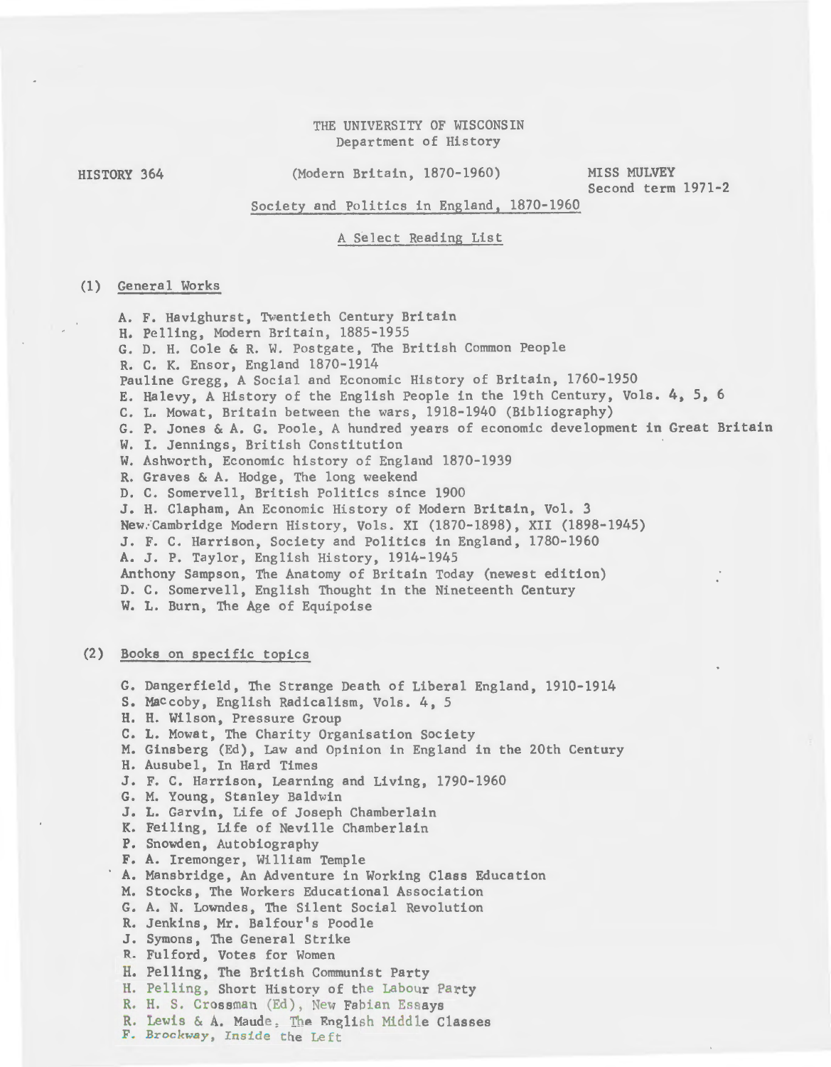THE UNIVERSITY OF WISCONSIN
Department of History

HISTORY 364 (Modern Britain, 1870-1960) MISS MULVEY
Second term 1971-2

Society and Politics in England, 1870-1960

A Select Reading List

(1) General Works

A. F. Havighurst, Twentieth Century Britain
H. Pelling, Modern Britain, 1885-1955
G. D. H. Cole & R. W. Postgate, The British Common People
R. C. K. Ensor, England 1870-1914
Pauline Gregg, A Social and Economic History of Britain, 1760-1950
E. Halevy, A History of the English People in the 19th Century, Vols. 4, 5, 6
C. L. Mowat, Britain between the wars, 1918-1940 (Bibliography)
G. P. Jones & A. G. Poole, A hundred years of economic development in Great Britain
W. I. Jennings, British Constitution
W. Ashworth, Economic history of England 1870-1939
R. Graves & A. Hodge, The long weekend
D. C. Somervell, British Politics since 1900
J. H. Clapham, An Economic History of Modern Britain, Vol. 3
New Cambridge Modern History, Vols. XI (1870-1898), XII (1898-1945)
J. F. C. Harrison, Society and Politics in England, 1780-1960
A. J. P. Taylor, English History, 1914-1945
Anthony Sampson, The Anatomy of Britain Today (newest edition)
D. C. Somervell, English Thought in the Nineteenth Century
W. L. Burn, The Age of Equipoise

(2) Books on specific topics

G. Dangerfield, The Strange Death of Liberal England, 1910-1914
S. Maccoby, English Radicalism, Vols. 4, 5
H. H. Wilson, Pressure Group
C. L. Mowat, The Charity Organisation Society
M. Ginsberg (Ed), Law and Opinion in England in the 20th Century
H. Ausubel, In Hard Times
J. F. C. Harrison, Learning and Living, 1790-1960
G. M. Young, Stanley Baldwin
J. L. Garvin, Life of Joseph Chamberlain
K. Feiling, Life of Neville Chamberlain
P. Snowden, Autobiography
F. A. Iremonger, William Temple
A. Mansbridge, An Adventure in Working Class Education
M. Stocks, The Workers Educational Association
G. A. N. Lowndes, The Silent Social Revolution
R. Jenkins, Mr. Balfour's Poodle
J. Symons, The General Strike
R. Fulford, Votes for Women
H. Pelling, The British Communist Party
H. Pelling, Short History of the Labour Party
R. H. S. Crossman (Ed), New Fabian Essays
R. Lewis & A. Maude, The English Middle Classes
F. Brockway, Inside the Left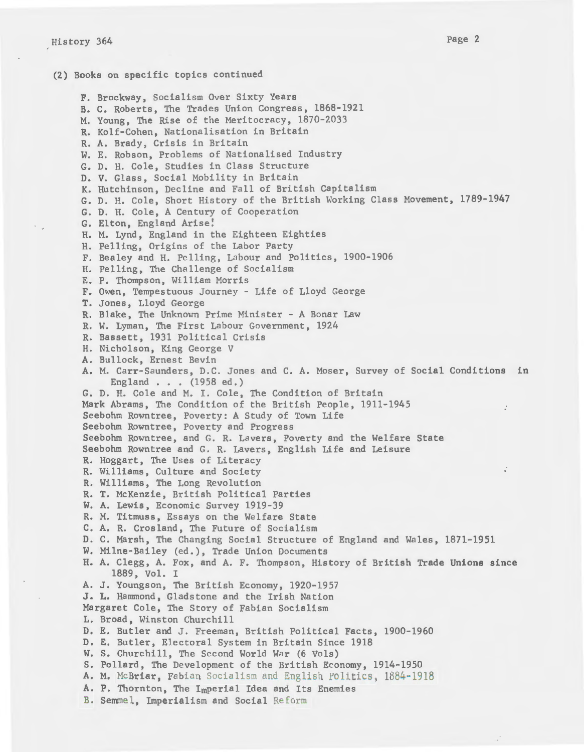(2) Books on specific topics continued

- F. Brockway, Socialism Over Sixty Years
- B. C. Roberts, The Trades Union Congress, 1868-1921
- M. Young, The Rise of the Meritocracy, 1870-2033
- R. Kolf-Cohen, Nationalisation in Britain
- R. A. Brady, Crisis in Britain
- W. E. Robson, Problems of Nationalised Industry
- G. D. H. Cole, Studies in Class Structure
- D. V. Glass, Social Mobility in Britain
- K. Hutchinson, Decline and Fall of British Capitalism
- G. D. H. Cole, Short History of the British Working Class Movement, 1789-1947
- G. D. H. Cole, A Century of Cooperation
- G. Elton, England Arise!
- H. M. Lynd, England in the Eighteen Eighties
- H. Pelling, Origins of the Labor Party
- F. Bealey and H. Pelling, Labour and Politics, 1900-1906
- H. Pelling, The Challenge of Socialism
- E. P. Thompson, William Morris
- F. Owen, Tempestuous Journey - Life of Lloyd George
- T. Jones, Lloyd George
- R. Blake, The Unknown Prime Minister - A Bonar Law
- R. W. Lyman, The First Labour Government, 1924
- R. Bassett, 1931 Political Crisis
- H. Nicholson, King George V
- A. Bullock, Ernest Bevin
- A. M. Carr-Saunders, D.C. Jones and C. A. Moser, Survey of Social Conditions in England . . . (1958 ed.)
- G. D. H. Cole and M. I. Cole, The Condition of Britain
- Mark Abrams, The Condition of the British People, 1911-1945
- Seebohm Rowntree, Poverty: A Study of Town Life
- Seebohm Rowntree, Poverty and Progress
- Seebohm Rowntree, and G. R. Lavers, Poverty and the Welfare State
- Seebohm Rowntree and G. R. Lavers, English Life and Leisure
- R. Hoggart, The Uses of Literacy
- R. Williams, Culture and Society
- R. Williams, The Long Revolution
- R. T. McKenzie, British Political Parties
- W. A. Lewis, Economic Survey 1919-39
- R. M. Titmuss, Essays on the Welfare State
- C. A. R. Crosland, The Future of Socialism
- D. C. Marsh, The Changing Social Structure of England and Wales, 1871-1951
- W. Milne-Bailey (ed.), Trade Union Documents
- H. A. Clegg, A. Fox, and A. F. Thompson, History of British Trade Unions since 1889, Vol. I
- A. J. Youngson, The British Economy, 1920-1957
- J. L. Hammond, Gladstone and the Irish Nation
- Margaret Cole, The Story of Fabian Socialism
- L. Broad, Winston Churchill
- D. E. Butler and J. Freeman, British Political Facts, 1900-1960
- D. E. Butler, Electoral System in Britain Since 1918
- W. S. Churchill, The Second World War (6 Vols)
- S. Pollard, The Development of the British Economy, 1914-1950
- A. M. McBriar, Fabian Socialism and English Politics, 1884-1918
- A. P. Thornton, The Imperial Idea and Its Enemies
- B. Semmel, Imperialism and Social Reform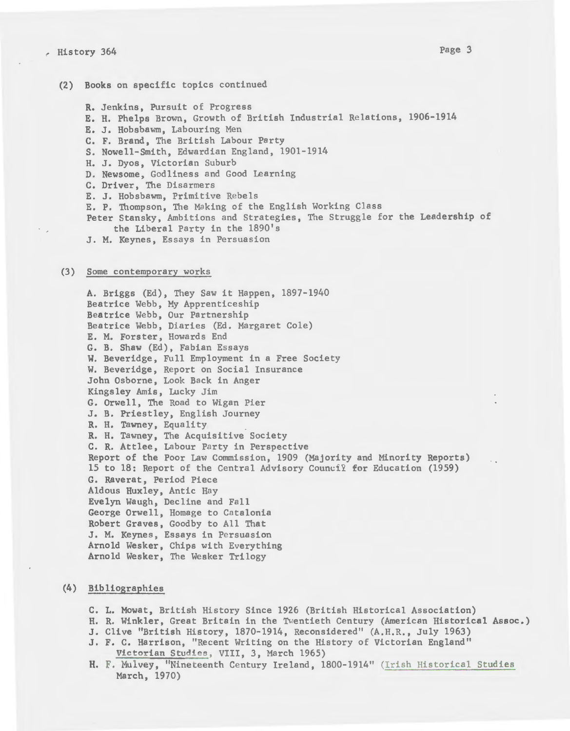(2) Books on specific topics continued

R. Jenkins, Pursuit of Progress
E. H. Phelps Brown, Growth of British Industrial Relations, 1906-1914
E. J. Hobsbawm, Labouring Men
C. F. Brand, The British Labour Party
S. Nowell-Smith, Edwardian England, 1901-1914
H. J. Dyos, Victorian Suburb
D. Newsome, Godliness and Good Learning
C. Driver, The Disarmers
E. J. Hobsbawm, Primitive Rebels
E. P. Thompson, The Making of the English Working Class
Peter Stansky, Ambitions and Strategies, The Struggle for the Leadership of the Liberal Party in the 1890's
J. M. Keynes, Essays in Persuasion

(3) <u>Some contemporary works</u>

A. Briggs (Ed), They Saw it Happen, 1897-1940
Beatrice Webb, My Apprenticeship
Beatrice Webb, Our Partnership
Beatrice Webb, Diaries (Ed. Margaret Cole)
E. M. Forster, Howards End
G. B. Shaw (Ed), Fabian Essays
W. Beveridge, Full Employment in a Free Society
W. Beveridge, Report on Social Insurance
John Osborne, Look Back in Anger
Kingsley Amis, Lucky Jim
G. Orwell, The Road to Wigan Pier
J. B. Priestley, English Journey
R. H. Tawney, Equality
R. H. Tawney, The Acquisitive Society
C. R. Attlee, Labour Party in Perspective
Report of the Poor Law Commission, 1909 (Majority and Minority Reports)
15 to 18: Report of the Central Advisory Council for Education (1959)
G. Raverat, Period Piece
Aldous Huxley, Antic Hay
Evelyn Waugh, Decline and Fall
George Orwell, Homage to Catalonia
Robert Graves, Goodby to All That
J. M. Keynes, Essays in Persuasion
Arnold Wesker, Chips with Everything
Arnold Wesker, The Wesker Trilogy

(4) <u>Bibliographies</u>

C. L. Mowat, British History Since 1926 (British Historical Association)
H. R. Winkler, Great Britain in the Twentieth Century (American Historical Assoc.)
J. Clive "British History, 1870-1914, Reconsidered" (A.H.R., July 1963)
J. F. C. Harrison, "Recent Writing on the History of Victorian England" <u>Victorian Studies</u>, VIII, 3, March 1965)
H. F. Mulvey, "Nineteenth Century Ireland, 1800-1914" (<u>Irish Historical Studies</u> March, 1970)